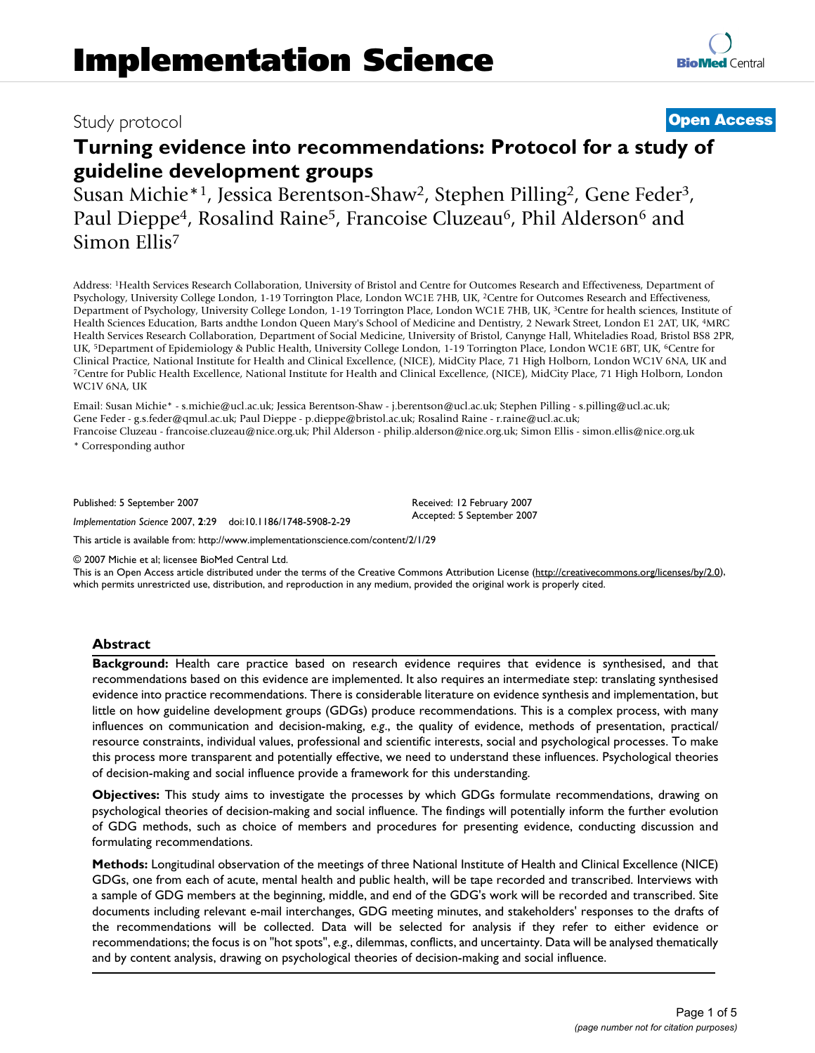# Implementation Science

Study protocol

**Open Access**

## Turning evidence into recommendations: Protocol for a study of guideline development groups

Susan Michie*[1], Jessica Berentson-Shaw[2], Stephen Pilling[2], Gene Feder[3], Paul Dieppe[4], Rosalind Raine[5], Francoise Cluzeau[6], Phil Alderson[6] and Simon Ellis[7]

Address: [1]Health Services Research Collaboration, University of Bristol and Centre for Outcomes Research and Effectiveness, Department of Psychology, University College London, 1-19 Torrington Place, London WC1E 7HB, UK, [2]Centre for Outcomes Research and Effectiveness, Department of Psychology, University College London, 1-19 Torrington Place, London WC1E 7HB, UK, [3]Centre for health sciences, Institute of Health Sciences Education, Barts andthe London Queen Mary's School of Medicine and Dentistry, 2 Newark Street, London E1 2AT, UK, [4]MRC Health Services Research Collaboration, Department of Social Medicine, University of Bristol, Canynge Hall, Whiteladies Road, Bristol BS8 2PR, UK, [5]Department of Epidemiology & Public Health, University College London, 1-19 Torrington Place, London WC1E 6BT, UK, [6]Centre for Clinical Practice, National Institute for Health and Clinical Excellence, (NICE), MidCity Place, 71 High Holborn, London WC1V 6NA, UK and [7]Centre for Public Health Excellence, National Institute for Health and Clinical Excellence, (NICE), MidCity Place, 71 High Holborn, London WC1V 6NA, UK

Email: Susan Michie* - s.michie@ucl.ac.uk; Jessica Berentson-Shaw - j.berentson@ucl.ac.uk; Stephen Pilling - s.pilling@ucl.ac.uk; Gene Feder - g.s.feder@qmul.ac.uk; Paul Dieppe - p.dieppe@bristol.ac.uk; Rosalind Raine - r.raine@ucl.ac.uk; Francoise Cluzeau - francoise.cluzeau@nice.org.uk; Phil Alderson - philip.alderson@nice.org.uk; Simon Ellis - simon.ellis@nice.org.uk

\* Corresponding author

Published: 5 September 2007

*Implementation Science* 2007, **2**:29 doi:10.1186/1748-5908-2-29

Received: 12 February 2007
Accepted: 5 September 2007

This article is available from: http://www.implementationscience.com/content/2/1/29

© 2007 Michie et al; licensee BioMed Central Ltd.
This is an Open Access article distributed under the terms of the Creative Commons Attribution License (http://creativecommons.org/licenses/by/2.0), which permits unrestricted use, distribution, and reproduction in any medium, provided the original work is properly cited.

### Abstract

**Background:** Health care practice based on research evidence requires that evidence is synthesised, and that recommendations based on this evidence are implemented. It also requires an intermediate step: translating synthesised evidence into practice recommendations. There is considerable literature on evidence synthesis and implementation, but little on how guideline development groups (GDGs) produce recommendations. This is a complex process, with many influences on communication and decision-making, *e.g*., the quality of evidence, methods of presentation, practical/resource constraints, individual values, professional and scientific interests, social and psychological processes. To make this process more transparent and potentially effective, we need to understand these influences. Psychological theories of decision-making and social influence provide a framework for this understanding.

**Objectives:** This study aims to investigate the processes by which GDGs formulate recommendations, drawing on psychological theories of decision-making and social influence. The findings will potentially inform the further evolution of GDG methods, such as choice of members and procedures for presenting evidence, conducting discussion and formulating recommendations.

**Methods:** Longitudinal observation of the meetings of three National Institute of Health and Clinical Excellence (NICE) GDGs, one from each of acute, mental health and public health, will be tape recorded and transcribed. Interviews with a sample of GDG members at the beginning, middle, and end of the GDG's work will be recorded and transcribed. Site documents including relevant e-mail interchanges, GDG meeting minutes, and stakeholders' responses to the drafts of the recommendations will be collected. Data will be selected for analysis if they refer to either evidence or recommendations; the focus is on "hot spots", *e.g*., dilemmas, conflicts, and uncertainty. Data will be analysed thematically and by content analysis, drawing on psychological theories of decision-making and social influence.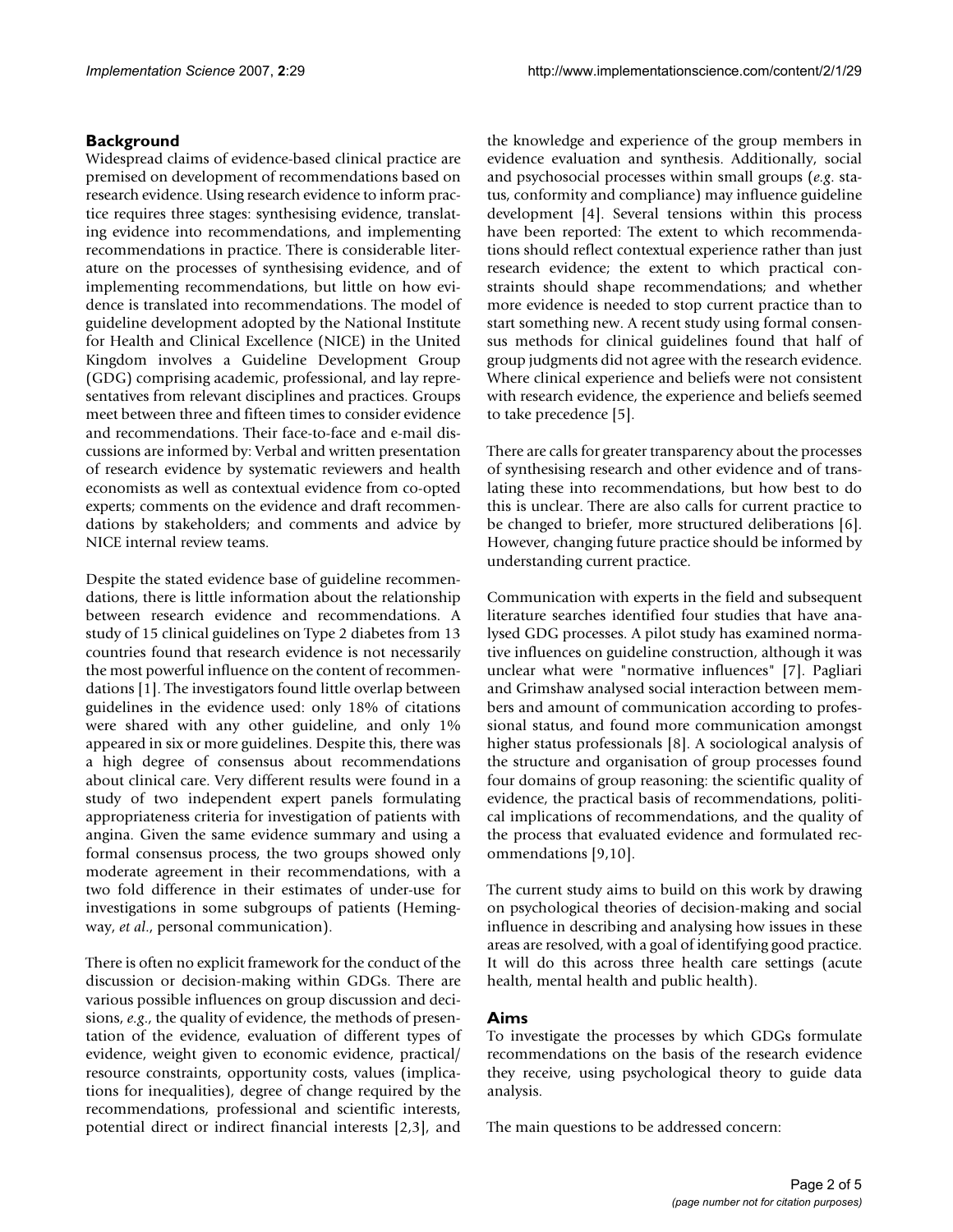## Background

Widespread claims of evidence-based clinical practice are premised on development of recommendations based on research evidence. Using research evidence to inform practice requires three stages: synthesising evidence, translating evidence into recommendations, and implementing recommendations in practice. There is considerable literature on the processes of synthesising evidence, and of implementing recommendations, but little on how evidence is translated into recommendations. The model of guideline development adopted by the National Institute for Health and Clinical Excellence (NICE) in the United Kingdom involves a Guideline Development Group (GDG) comprising academic, professional, and lay representatives from relevant disciplines and practices. Groups meet between three and fifteen times to consider evidence and recommendations. Their face-to-face and e-mail discussions are informed by: Verbal and written presentation of research evidence by systematic reviewers and health economists as well as contextual evidence from co-opted experts; comments on the evidence and draft recommendations by stakeholders; and comments and advice by NICE internal review teams.

Despite the stated evidence base of guideline recommendations, there is little information about the relationship between research evidence and recommendations. A study of 15 clinical guidelines on Type 2 diabetes from 13 countries found that research evidence is not necessarily the most powerful influence on the content of recommendations [1]. The investigators found little overlap between guidelines in the evidence used: only 18% of citations were shared with any other guideline, and only 1% appeared in six or more guidelines. Despite this, there was a high degree of consensus about recommendations about clinical care. Very different results were found in a study of two independent expert panels formulating appropriateness criteria for investigation of patients with angina. Given the same evidence summary and using a formal consensus process, the two groups showed only moderate agreement in their recommendations, with a two fold difference in their estimates of under-use for investigations in some subgroups of patients (Hemingway, *et al*., personal communication).

There is often no explicit framework for the conduct of the discussion or decision-making within GDGs. There are various possible influences on group discussion and decisions, *e.g*., the quality of evidence, the methods of presentation of the evidence, evaluation of different types of evidence, weight given to economic evidence, practical/resource constraints, opportunity costs, values (implications for inequalities), degree of change required by the recommendations, professional and scientific interests, potential direct or indirect financial interests [2,3], and the knowledge and experience of the group members in evidence evaluation and synthesis. Additionally, social and psychosocial processes within small groups (*e.g*. status, conformity and compliance) may influence guideline development [4]. Several tensions within this process have been reported: The extent to which recommendations should reflect contextual experience rather than just research evidence; the extent to which practical constraints should shape recommendations; and whether more evidence is needed to stop current practice than to start something new. A recent study using formal consensus methods for clinical guidelines found that half of group judgments did not agree with the research evidence. Where clinical experience and beliefs were not consistent with research evidence, the experience and beliefs seemed to take precedence [5].

There are calls for greater transparency about the processes of synthesising research and other evidence and of translating these into recommendations, but how best to do this is unclear. There are also calls for current practice to be changed to briefer, more structured deliberations [6]. However, changing future practice should be informed by understanding current practice.

Communication with experts in the field and subsequent literature searches identified four studies that have analysed GDG processes. A pilot study has examined normative influences on guideline construction, although it was unclear what were "normative influences" [7]. Pagliari and Grimshaw analysed social interaction between members and amount of communication according to professional status, and found more communication amongst higher status professionals [8]. A sociological analysis of the structure and organisation of group processes found four domains of group reasoning: the scientific quality of evidence, the practical basis of recommendations, political implications of recommendations, and the quality of the process that evaluated evidence and formulated recommendations [9,10].

The current study aims to build on this work by drawing on psychological theories of decision-making and social influence in describing and analysing how issues in these areas are resolved, with a goal of identifying good practice. It will do this across three health care settings (acute health, mental health and public health).

## Aims

To investigate the processes by which GDGs formulate recommendations on the basis of the research evidence they receive, using psychological theory to guide data analysis.

The main questions to be addressed concern: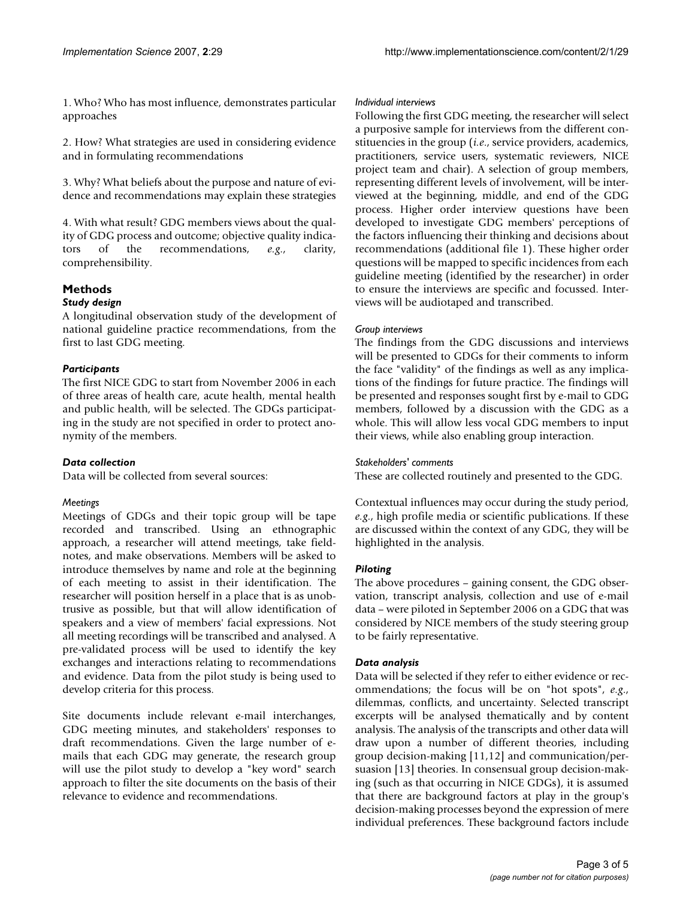1. Who? Who has most influence, demonstrates particular approaches

2. How? What strategies are used in considering evidence and in formulating recommendations

3. Why? What beliefs about the purpose and nature of evidence and recommendations may explain these strategies

4. With what result? GDG members views about the quality of GDG process and outcome; objective quality indicators of the recommendations, *e.g.*, clarity, comprehensibility.

## Methods

### *Study design*

A longitudinal observation study of the development of national guideline practice recommendations, from the first to last GDG meeting.

### *Participants*

The first NICE GDG to start from November 2006 in each of three areas of health care, acute health, mental health and public health, will be selected. The GDGs participating in the study are not specified in order to protect anonymity of the members.

### *Data collection*

Data will be collected from several sources:

#### *Meetings*

Meetings of GDGs and their topic group will be tape recorded and transcribed. Using an ethnographic approach, a researcher will attend meetings, take fieldnotes, and make observations. Members will be asked to introduce themselves by name and role at the beginning of each meeting to assist in their identification. The researcher will position herself in a place that is as unobtrusive as possible, but that will allow identification of speakers and a view of members' facial expressions. Not all meeting recordings will be transcribed and analysed. A pre-validated process will be used to identify the key exchanges and interactions relating to recommendations and evidence. Data from the pilot study is being used to develop criteria for this process.

Site documents include relevant e-mail interchanges, GDG meeting minutes, and stakeholders' responses to draft recommendations. Given the large number of e-mails that each GDG may generate, the research group will use the pilot study to develop a "key word" search approach to filter the site documents on the basis of their relevance to evidence and recommendations.

#### *Individual interviews*

Following the first GDG meeting, the researcher will select a purposive sample for interviews from the different constituencies in the group (*i.e.*, service providers, academics, practitioners, service users, systematic reviewers, NICE project team and chair). A selection of group members, representing different levels of involvement, will be interviewed at the beginning, middle, and end of the GDG process. Higher order interview questions have been developed to investigate GDG members' perceptions of the factors influencing their thinking and decisions about recommendations (additional file 1). These higher order questions will be mapped to specific incidences from each guideline meeting (identified by the researcher) in order to ensure the interviews are specific and focussed. Interviews will be audiotaped and transcribed.

#### *Group interviews*

The findings from the GDG discussions and interviews will be presented to GDGs for their comments to inform the face "validity" of the findings as well as any implications of the findings for future practice. The findings will be presented and responses sought first by e-mail to GDG members, followed by a discussion with the GDG as a whole. This will allow less vocal GDG members to input their views, while also enabling group interaction.

#### *Stakeholders' comments*

These are collected routinely and presented to the GDG.

Contextual influences may occur during the study period, *e.g.*, high profile media or scientific publications. If these are discussed within the context of any GDG, they will be highlighted in the analysis.

### *Piloting*

The above procedures – gaining consent, the GDG observation, transcript analysis, collection and use of e-mail data – were piloted in September 2006 on a GDG that was considered by NICE members of the study steering group to be fairly representative.

### *Data analysis*

Data will be selected if they refer to either evidence or recommendations; the focus will be on "hot spots", *e.g.*, dilemmas, conflicts, and uncertainty. Selected transcript excerpts will be analysed thematically and by content analysis. The analysis of the transcripts and other data will draw upon a number of different theories, including group decision-making [11,12] and communication/persuasion [13] theories. In consensual group decision-making (such as that occurring in NICE GDGs), it is assumed that there are background factors at play in the group's decision-making processes beyond the expression of mere individual preferences. These background factors include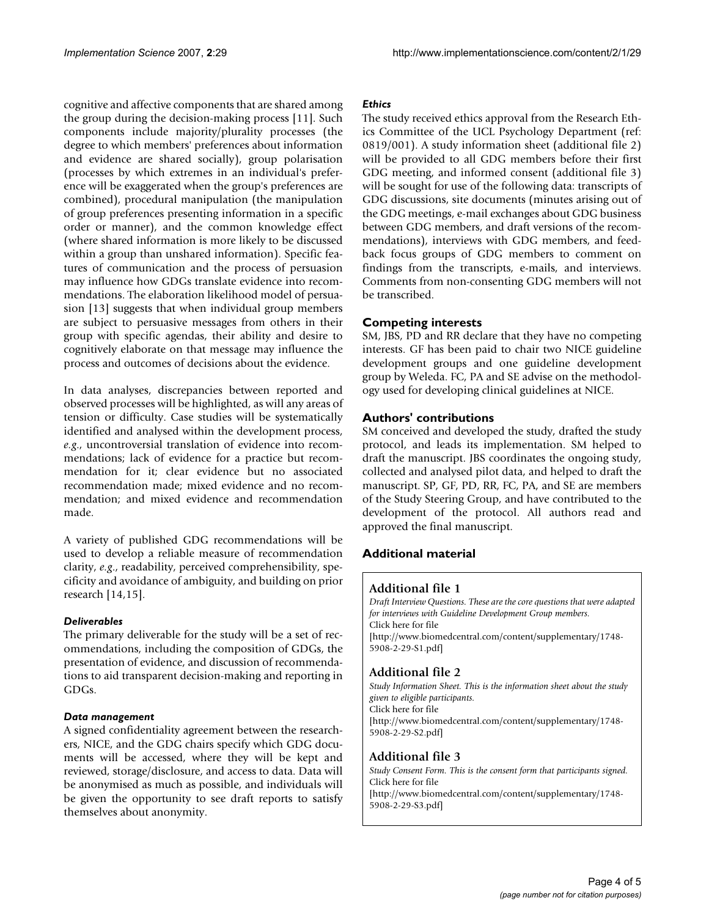cognitive and affective components that are shared among the group during the decision-making process [11]. Such components include majority/plurality processes (the degree to which members' preferences about information and evidence are shared socially), group polarisation (processes by which extremes in an individual's preference will be exaggerated when the group's preferences are combined), procedural manipulation (the manipulation of group preferences presenting information in a specific order or manner), and the common knowledge effect (where shared information is more likely to be discussed within a group than unshared information). Specific features of communication and the process of persuasion may influence how GDGs translate evidence into recommendations. The elaboration likelihood model of persuasion [13] suggests that when individual group members are subject to persuasive messages from others in their group with specific agendas, their ability and desire to cognitively elaborate on that message may influence the process and outcomes of decisions about the evidence.

In data analyses, discrepancies between reported and observed processes will be highlighted, as will any areas of tension or difficulty. Case studies will be systematically identified and analysed within the development process, *e.g.*, uncontroversial translation of evidence into recommendations; lack of evidence for a practice but recommendation for it; clear evidence but no associated recommendation made; mixed evidence and no recommendation; and mixed evidence and recommendation made.

A variety of published GDG recommendations will be used to develop a reliable measure of recommendation clarity, *e.g.*, readability, perceived comprehensibility, specificity and avoidance of ambiguity, and building on prior research [14,15].

### *Deliverables*

The primary deliverable for the study will be a set of recommendations, including the composition of GDGs, the presentation of evidence, and discussion of recommendations to aid transparent decision-making and reporting in GDGs.

### *Data management*

A signed confidentiality agreement between the researchers, NICE, and the GDG chairs specify which GDG documents will be accessed, where they will be kept and reviewed, storage/disclosure, and access to data. Data will be anonymised as much as possible, and individuals will be given the opportunity to see draft reports to satisfy themselves about anonymity.

### *Ethics*

The study received ethics approval from the Research Ethics Committee of the UCL Psychology Department (ref: 0819/001). A study information sheet (additional file 2) will be provided to all GDG members before their first GDG meeting, and informed consent (additional file 3) will be sought for use of the following data: transcripts of GDG discussions, site documents (minutes arising out of the GDG meetings, e-mail exchanges about GDG business between GDG members, and draft versions of the recommendations), interviews with GDG members, and feedback focus groups of GDG members to comment on findings from the transcripts, e-mails, and interviews. Comments from non-consenting GDG members will not be transcribed.

## Competing interests

SM, JBS, PD and RR declare that they have no competing interests. GF has been paid to chair two NICE guideline development groups and one guideline development group by Weleda. FC, PA and SE advise on the methodology used for developing clinical guidelines at NICE.

## Authors' contributions

SM conceived and developed the study, drafted the study protocol, and leads its implementation. SM helped to draft the manuscript. JBS coordinates the ongoing study, collected and analysed pilot data, and helped to draft the manuscript. SP, GF, PD, RR, FC, PA, and SE are members of the Study Steering Group, and have contributed to the development of the protocol. All authors read and approved the final manuscript.

## Additional material

### Additional file 1

*Draft Interview Questions. These are the core questions that were adapted for interviews with Guideline Development Group members.*
Click here for file
[http://www.biomedcentral.com/content/supplementary/1748-5908-2-29-S1.pdf]

### Additional file 2

*Study Information Sheet. This is the information sheet about the study given to eligible participants.*
Click here for file
[http://www.biomedcentral.com/content/supplementary/1748-5908-2-29-S2.pdf]

### Additional file 3

*Study Consent Form. This is the consent form that participants signed.*
Click here for file
[http://www.biomedcentral.com/content/supplementary/1748-5908-2-29-S3.pdf]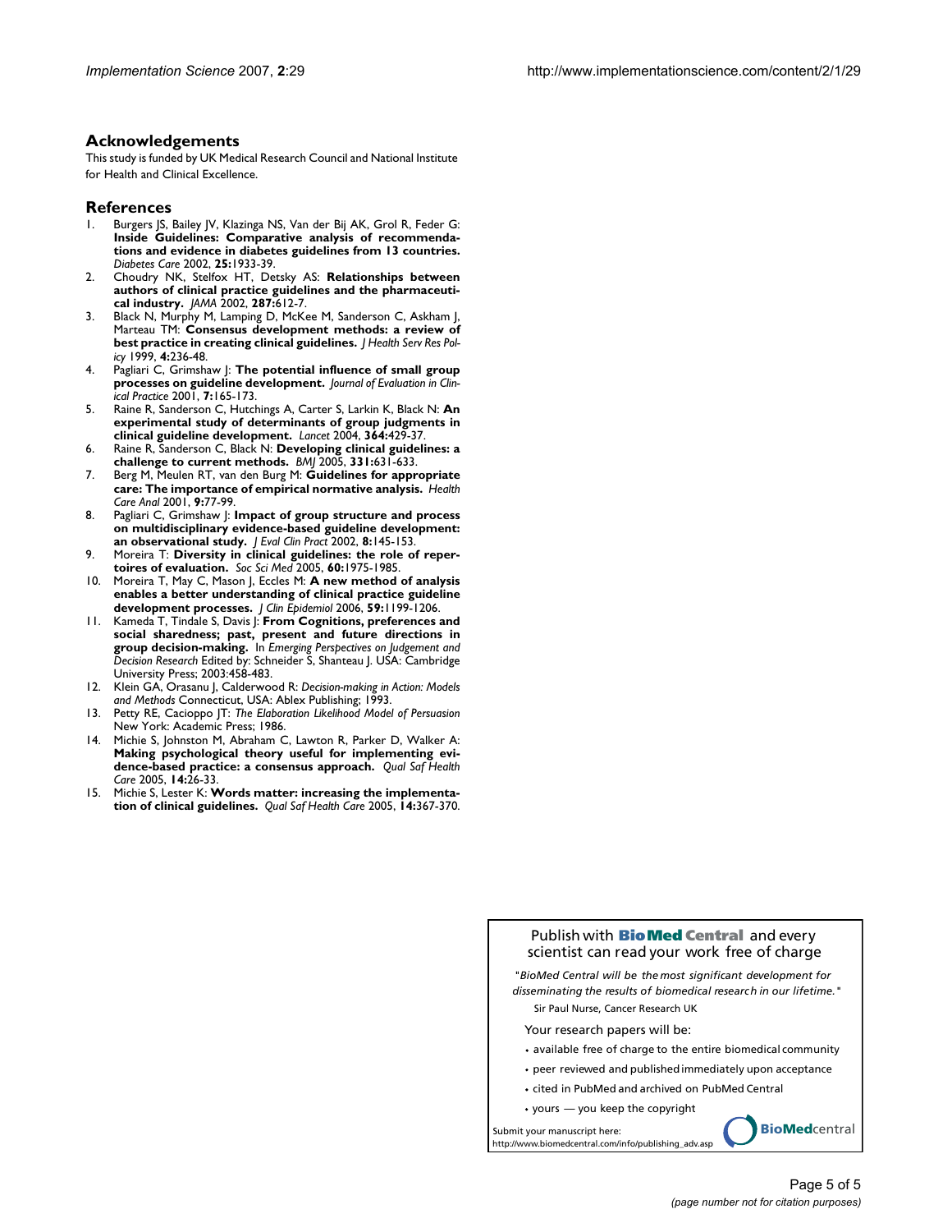## Acknowledgements

This study is funded by UK Medical Research Council and National Institute for Health and Clinical Excellence.

## References

1. Burgers JS, Bailey JV, Klazinga NS, Van der Bij AK, Grol R, Feder G: **Inside Guidelines: Comparative analysis of recommendations and evidence in diabetes guidelines from 13 countries.** *Diabetes Care* 2002, **25:**1933-39.
2. Choudry NK, Stelfox HT, Detsky AS: **Relationships between authors of clinical practice guidelines and the pharmaceutical industry.** *JAMA* 2002, **287:**612-7.
3. Black N, Murphy M, Lamping D, McKee M, Sanderson C, Askham J, Marteau TM: **Consensus development methods: a review of best practice in creating clinical guidelines.** *J Health Serv Res Policy* 1999, **4:**236-48.
4. Pagliari C, Grimshaw J: **The potential influence of small group processes on guideline development.** *Journal of Evaluation in Clinical Practice* 2001, **7:**165-173.
5. Raine R, Sanderson C, Hutchings A, Carter S, Larkin K, Black N: **An experimental study of determinants of group judgments in clinical guideline development.** *Lancet* 2004, **364:**429-37.
6. Raine R, Sanderson C, Black N: **Developing clinical guidelines: a challenge to current methods.** *BMJ* 2005, **331:**631-633.
7. Berg M, Meulen RT, van den Burg M: **Guidelines for appropriate care: The importance of empirical normative analysis.** *Health Care Anal* 2001, **9:**77-99.
8. Pagliari C, Grimshaw J: **Impact of group structure and process on multidisciplinary evidence-based guideline development: an observational study.** *J Eval Clin Pract* 2002, **8:**145-153.
9. Moreira T: **Diversity in clinical guidelines: the role of repertoires of evaluation.** *Soc Sci Med* 2005, **60:**1975-1985.
10. Moreira T, May C, Mason J, Eccles M: **A new method of analysis enables a better understanding of clinical practice guideline development processes.** *J Clin Epidemiol* 2006, **59:**1199-1206.
11. Kameda T, Tindale S, Davis J: **From Cognitions, preferences and social sharedness; past, present and future directions in group decision-making.** In *Emerging Perspectives on Judgement and Decision Research* Edited by: Schneider S, Shanteau J. USA: Cambridge University Press; 2003:458-483.
12. Klein GA, Orasanu J, Calderwood R: *Decision-making in Action: Models and Methods* Connecticut, USA: Ablex Publishing; 1993.
13. Petty RE, Cacioppo JT: *The Elaboration Likelihood Model of Persuasion* New York: Academic Press; 1986.
14. Michie S, Johnston M, Abraham C, Lawton R, Parker D, Walker A: **Making psychological theory useful for implementing evidence-based practice: a consensus approach.** *Qual Saf Health Care* 2005, **14:**26-33.
15. Michie S, Lester K: **Words matter: increasing the implementation of clinical guidelines.** *Qual Saf Health Care* 2005, **14:**367-370.

Publish with **BioMed Central** and every scientist can read your work free of charge

*"BioMed Central will be the most significant development for disseminating the results of biomedical research in our lifetime."*

Sir Paul Nurse, Cancer Research UK

Your research papers will be:

- available free of charge to the entire biomedical community
- peer reviewed and published immediately upon acceptance
- cited in PubMed and archived on PubMed Central
- yours — you keep the copyright

Submit your manuscript here:
http://www.biomedcentral.com/info/publishing_adv.asp

**BioMed**central